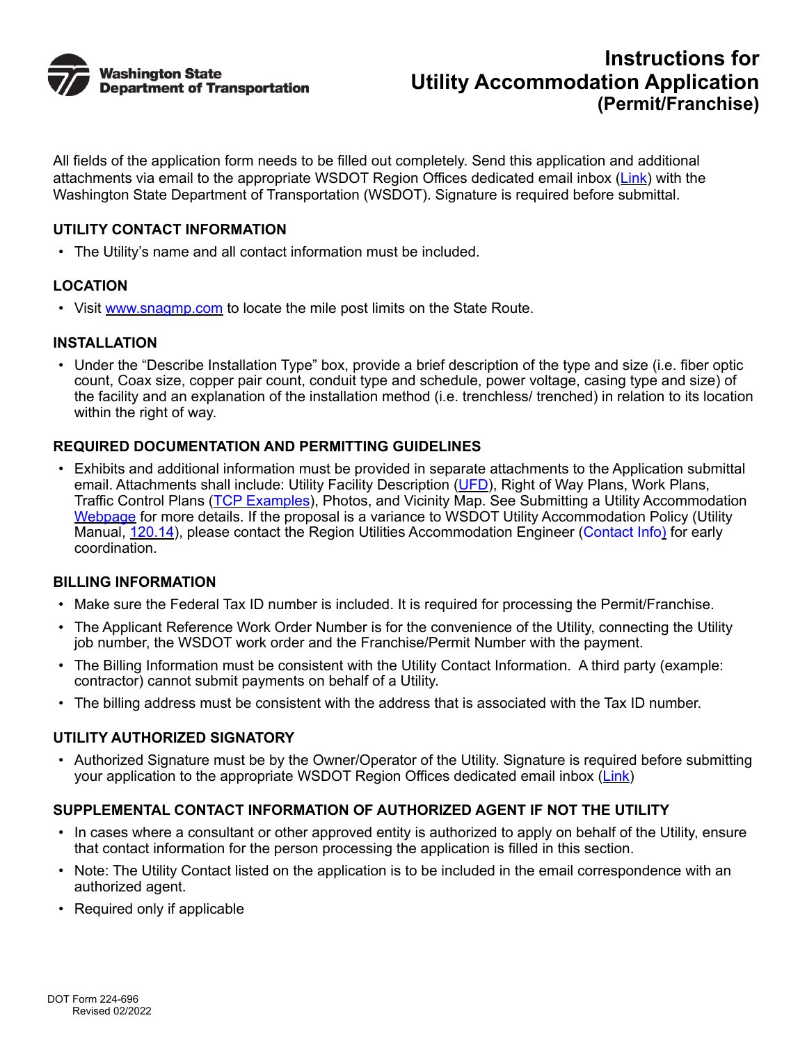Washington State Department of Transportation

# Instructions for Utility Accommodation Application (Permit/Franchise)

All fields of the application form needs to be filled out completely. Send this application and additional attachments via email to the appropriate WSDOT Region Offices dedicated email inbox (Link) with the Washington State Department of Transportation (WSDOT). Signature is required before submittal.

## UTILITY CONTACT INFORMATION

- The Utility's name and all contact information must be included.

## LOCATION

- Visit www.snagmp.com to locate the mile post limits on the State Route.

## INSTALLATION

- Under the "Describe Installation Type" box, provide a brief description of the type and size (i.e. fiber optic count, Coax size, copper pair count, conduit type and schedule, power voltage, casing type and size) of the facility and an explanation of the installation method (i.e. trenchless/ trenched) in relation to its location within the right of way.

## REQUIRED DOCUMENTATION AND PERMITTING GUIDELINES

- Exhibits and additional information must be provided in separate attachments to the Application submittal email. Attachments shall include: Utility Facility Description (UFD), Right of Way Plans, Work Plans, Traffic Control Plans (TCP Examples), Photos, and Vicinity Map. See Submitting a Utility Accommodation Webpage for more details. If the proposal is a variance to WSDOT Utility Accommodation Policy (Utility Manual, 120.14), please contact the Region Utilities Accommodation Engineer (Contact Info) for early coordination.

## BILLING INFORMATION

- Make sure the Federal Tax ID number is included. It is required for processing the Permit/Franchise.
- The Applicant Reference Work Order Number is for the convenience of the Utility, connecting the Utility job number, the WSDOT work order and the Franchise/Permit Number with the payment.
- The Billing Information must be consistent with the Utility Contact Information. A third party (example: contractor) cannot submit payments on behalf of a Utility.
- The billing address must be consistent with the address that is associated with the Tax ID number.

## UTILITY AUTHORIZED SIGNATORY

- Authorized Signature must be by the Owner/Operator of the Utility. Signature is required before submitting your application to the appropriate WSDOT Region Offices dedicated email inbox (Link)

## SUPPLEMENTAL CONTACT INFORMATION OF AUTHORIZED AGENT IF NOT THE UTILITY

- In cases where a consultant or other approved entity is authorized to apply on behalf of the Utility, ensure that contact information for the person processing the application is filled in this section.
- Note: The Utility Contact listed on the application is to be included in the email correspondence with an authorized agent.
- Required only if applicable

DOT Form 224-696
Revised 02/2022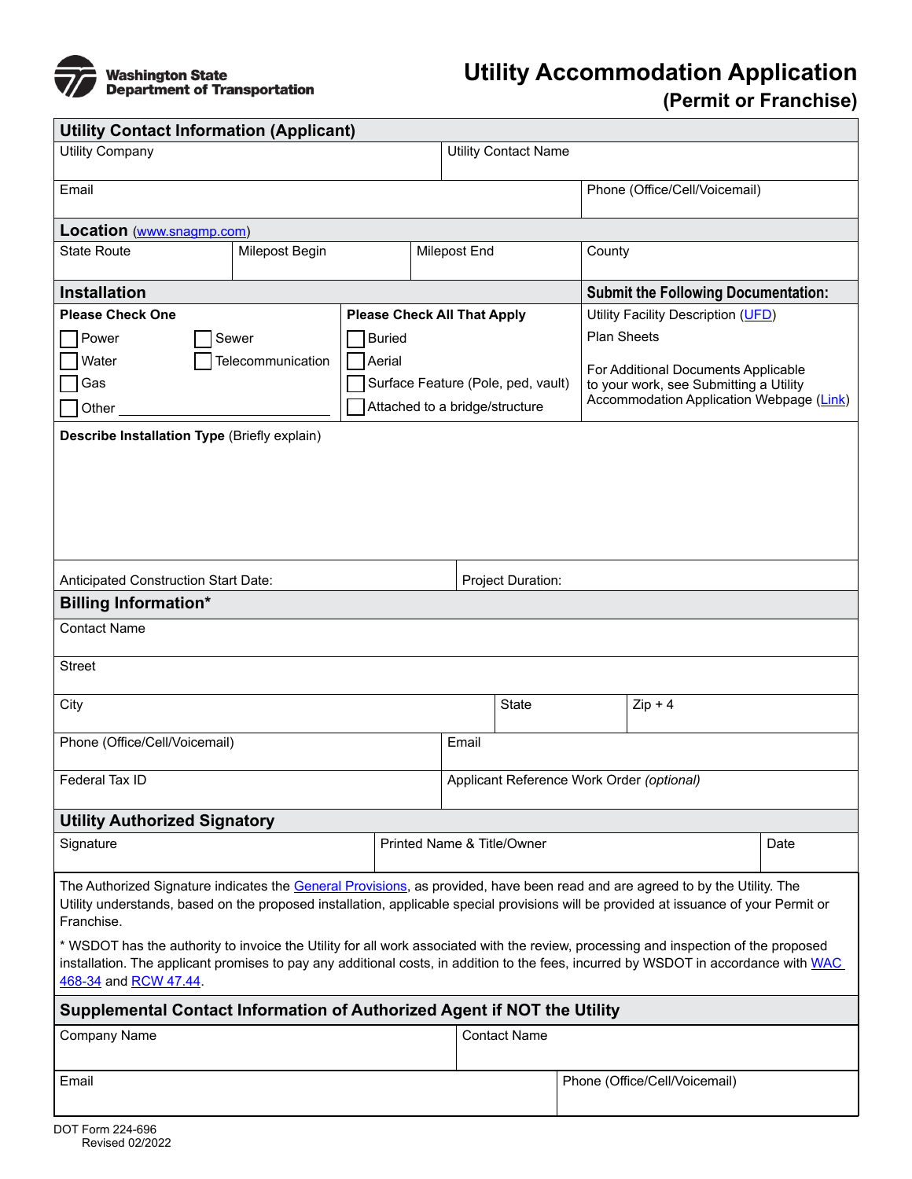Washington State Department of Transportation

# Utility Accommodation Application

## (Permit or Franchise)

### Utility Contact Information (Applicant)

| | |
|---|---|
| Utility Company | Utility Contact Name |
| Email | Phone (Office/Cell/Voicemail) |

### Location (www.snagmp.com)

| State Route | Milepost Begin | Milepost End | County |
|---|---|---|---|
| | | | |

### Installation

**Please Check One**

- ☐ Power
- ☐ Sewer
- ☐ Water
- ☐ Telecommunication
- ☐ Gas
- ☐ Other ____________________

**Please Check All That Apply**

- ☐ Buried
- ☐ Aerial
- ☐ Surface Feature (Pole, ped, vault)
- ☐ Attached to a bridge/structure

**Submit the Following Documentation:**

Utility Facility Description (UFD)

Plan Sheets

For Additional Documents Applicable to your work, see Submitting a Utility Accommodation Application Webpage (Link)

**Describe Installation Type** (Briefly explain)

| | |
|---|---|
| Anticipated Construction Start Date: | Project Duration: |

### Billing Information*

| | | |
|---|---|---|
| Contact Name | | |
| Street | | |
| City | State | Zip + 4 |
| Phone (Office/Cell/Voicemail) | Email | |
| Federal Tax ID | Applicant Reference Work Order *(optional)* | |

### Utility Authorized Signatory

| Signature | Printed Name & Title/Owner | Date |
|---|---|---|
| | | |

The Authorized Signature indicates the General Provisions, as provided, have been read and are agreed to by the Utility. The Utility understands, based on the proposed installation, applicable special provisions will be provided at issuance of your Permit or Franchise.

* WSDOT has the authority to invoice the Utility for all work associated with the review, processing and inspection of the proposed installation. The applicant promises to pay any additional costs, in addition to the fees, incurred by WSDOT in accordance with WAC 468-34 and RCW 47.44.

### Supplemental Contact Information of Authorized Agent if NOT the Utility

| | |
|---|---|
| Company Name | Contact Name |
| Email | Phone (Office/Cell/Voicemail) |

DOT Form 224-696
Revised 02/2022